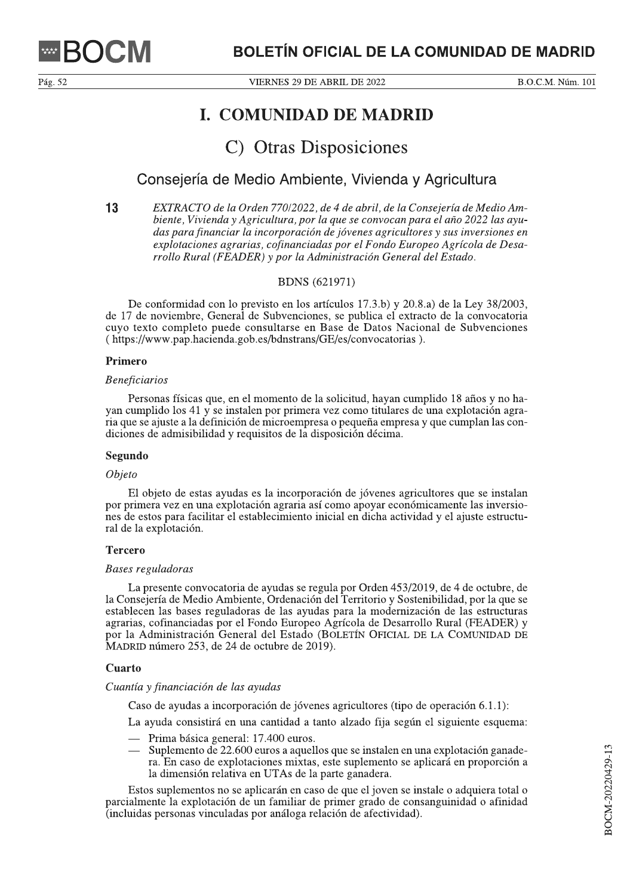# I. COMUNIDAD DE MADRID

## C) Otras Disposiciones

### Consejería de Medio Ambiente, Vivienda y Agricultura

**13** *EXTRACTO de la Orden 770/2022, de 4 de abril, de la Consejería de Medio Ambiente, Vivienda y Agricultura, por la que se convocan para el año 2022 las ayudas para financiar la incorporación de jóvenes agricultores y sus inversiones en explotaciones agrarias, cofinanciadas por el Fondo Europeo Agrícola de Desarrollo Rural (FEADER) y por la Administración General del Estado.*

BDNS (621971)

De conformidad con lo previsto en los artículos 17.3.b) y 20.8.a) de la Ley 38/2003, de 17 de noviembre, General de Subvenciones, se publica el extracto de la convocatoria cuyo texto completo puede consultarse en Base de Datos Nacional de Subvenciones ( https://www.pap.hacienda.gob.es/bdnstrans/GE/es/convocatorias ).

**Primero**

*Beneficiarios*

Personas físicas que, en el momento de la solicitud, hayan cumplido 18 años y no hayan cumplido los 41 y se instalen por primera vez como titulares de una explotación agraria que se ajuste a la definición de microempresa o pequeña empresa y que cumplan las condiciones de admisibilidad y requisitos de la disposición décima.

**Segundo**

*Objeto*

El objeto de estas ayudas es la incorporación de jóvenes agricultores que se instalan por primera vez en una explotación agraria así como apoyar económicamente las inversiones de estos para facilitar el establecimiento inicial en dicha actividad y el ajuste estructural de la explotación.

**Tercero**

*Bases reguladoras*

La presente convocatoria de ayudas se regula por Orden 453/2019, de 4 de octubre, de la Consejería de Medio Ambiente, Ordenación del Territorio y Sostenibilidad, por la que se establecen las bases reguladoras de las ayudas para la modernización de las estructuras agrarias, cofinanciadas por el Fondo Europeo Agrícola de Desarrollo Rural (FEADER) y por la Administración General del Estado (BOLETÍN OFICIAL DE LA COMUNIDAD DE MADRID número 253, de 24 de octubre de 2019).

**Cuarto**

*Cuantía y financiación de las ayudas*

Caso de ayudas a incorporación de jóvenes agricultores (tipo de operación 6.1.1):

La ayuda consistirá en una cantidad a tanto alzado fija según el siguiente esquema:

- Prima básica general: 17.400 euros.
- Suplemento de 22.600 euros a aquellos que se instalen en una explotación ganadera. En caso de explotaciones mixtas, este suplemento se aplicará en proporción a la dimensión relativa en UTAs de la parte ganadera.

Estos suplementos no se aplicarán en caso de que el joven se instale o adquiera total o parcialmente la explotación de un familiar de primer grado de consanguinidad o afinidad (incluidas personas vinculadas por análoga relación de afectividad).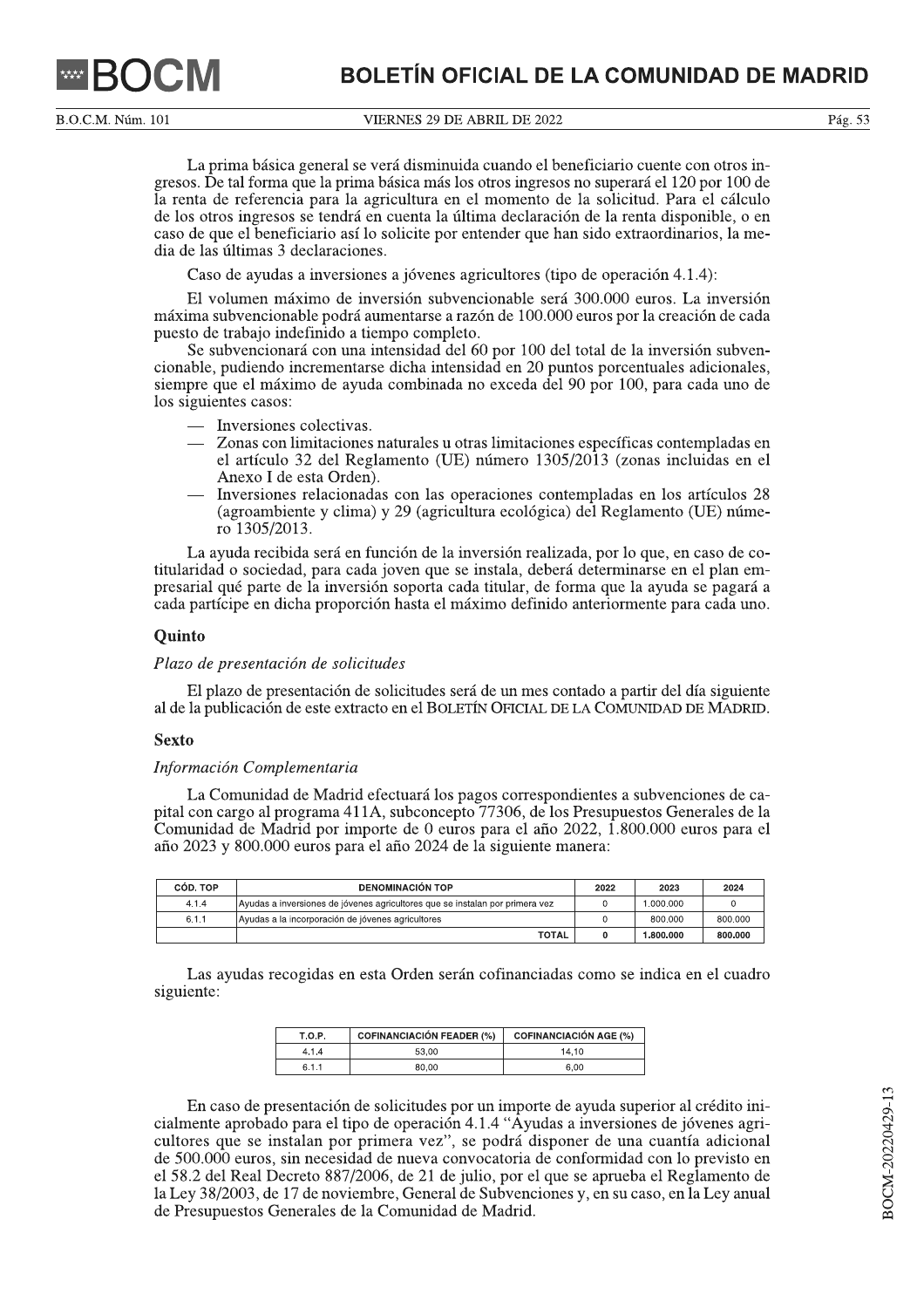La prima básica general se verá disminuida cuando el beneficiario cuente con otros ingresos. De tal forma que la prima básica más los otros ingresos no superará el 120 por 100 de la renta de referencia para la agricultura en el momento de la solicitud. Para el cálculo de los otros ingresos se tendrá en cuenta la última declaración de la renta disponible, o en caso de que el beneficiario así lo solicite por entender que han sido extraordinarios, la media de las últimas 3 declaraciones.

Caso de ayudas a inversiones a jóvenes agricultores (tipo de operación 4.1.4):

El volumen máximo de inversión subvencionable será 300.000 euros. La inversión máxima subvencionable podrá aumentarse a razón de 100.000 euros por la creación de cada puesto de trabajo indefinido a tiempo completo.

Se subvencionará con una intensidad del 60 por 100 del total de la inversión subvencionable, pudiendo incrementarse dicha intensidad en 20 puntos porcentuales adicionales, siempre que el máximo de ayuda combinada no exceda del 90 por 100, para cada uno de los siguientes casos:

- Inversiones colectivas.
- Zonas con limitaciones naturales u otras limitaciones específicas contempladas en el artículo 32 del Reglamento (UE) número 1305/2013 (zonas incluidas en el Anexo I de esta Orden).
- Inversiones relacionadas con las operaciones contempladas en los artículos 28 (agroambiente y clima) y 29 (agricultura ecológica) del Reglamento (UE) número 1305/2013.

La ayuda recibida será en función de la inversión realizada, por lo que, en caso de cotitularidad o sociedad, para cada joven que se instala, deberá determinarse en el plan empresarial qué parte de la inversión soporta cada titular, de forma que la ayuda se pagará a cada partícipe en dicha proporción hasta el máximo definido anteriormente para cada uno.

**Quinto**

*Plazo de presentación de solicitudes*

El plazo de presentación de solicitudes será de un mes contado a partir del día siguiente al de la publicación de este extracto en el BOLETÍN OFICIAL DE LA COMUNIDAD DE MADRID.

**Sexto**

*Información Complementaria*

La Comunidad de Madrid efectuará los pagos correspondientes a subvenciones de capital con cargo al programa 411A, subconcepto 77306, de los Presupuestos Generales de la Comunidad de Madrid por importe de 0 euros para el año 2022, 1.800.000 euros para el año 2023 y 800.000 euros para el año 2024 de la siguiente manera:

| CÓD. TOP | DENOMINACIÓN TOP | 2022 | 2023 | 2024 |
|---|---|---|---|---|
| 4.1.4 | Ayudas a inversiones de jóvenes agricultores que se instalan por primera vez | 0 | 1.000.000 | 0 |
| 6.1.1 | Ayudas a la incorporación de jóvenes agricultores | 0 | 800.000 | 800.000 |
| | **TOTAL** | **0** | **1.800.000** | **800.000** |

Las ayudas recogidas en esta Orden serán cofinanciadas como se indica en el cuadro siguiente:

| T.O.P. | COFINANCIACIÓN FEADER (%) | COFINANCIACIÓN AGE (%) |
|---|---|---|
| 4.1.4 | 53,00 | 14,10 |
| 6.1.1 | 80,00 | 6,00 |

En caso de presentación de solicitudes por un importe de ayuda superior al crédito inicialmente aprobado para el tipo de operación 4.1.4 "Ayudas a inversiones de jóvenes agricultores que se instalan por primera vez", se podrá disponer de una cuantía adicional de 500.000 euros, sin necesidad de nueva convocatoria de conformidad con lo previsto en el 58.2 del Real Decreto 887/2006, de 21 de julio, por el que se aprueba el Reglamento de la Ley 38/2003, de 17 de noviembre, General de Subvenciones y, en su caso, en la Ley anual de Presupuestos Generales de la Comunidad de Madrid.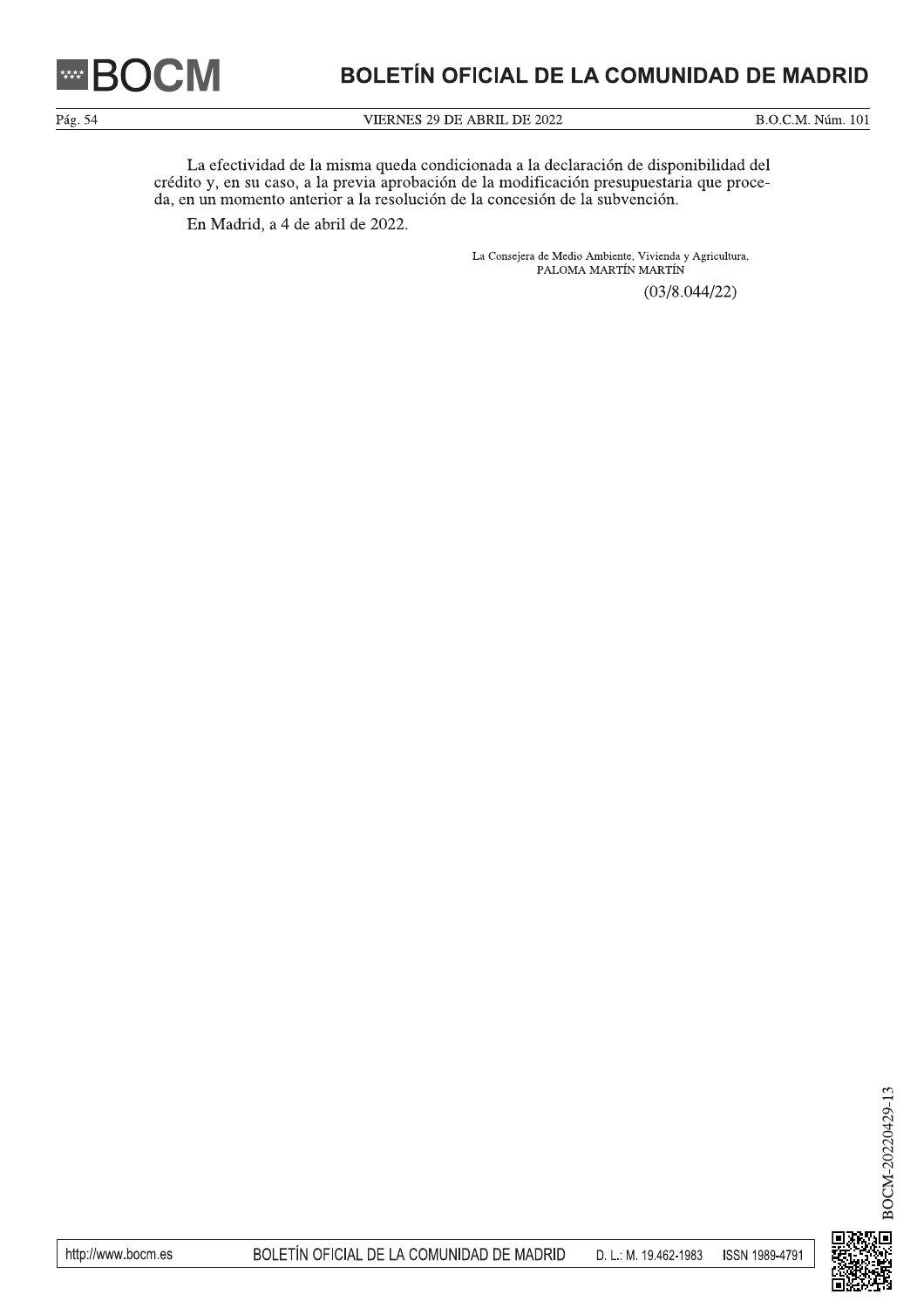La efectividad de la misma queda condicionada a la declaración de disponibilidad del crédito y, en su caso, a la previa aprobación de la modificación presupuestaria que proceda, en un momento anterior a la resolución de la concesión de la subvención.

En Madrid, a 4 de abril de 2022.

La Consejera de Medio Ambiente, Vivienda y Agricultura,
PALOMA MARTÍN MARTÍN

(03/8.044/22)